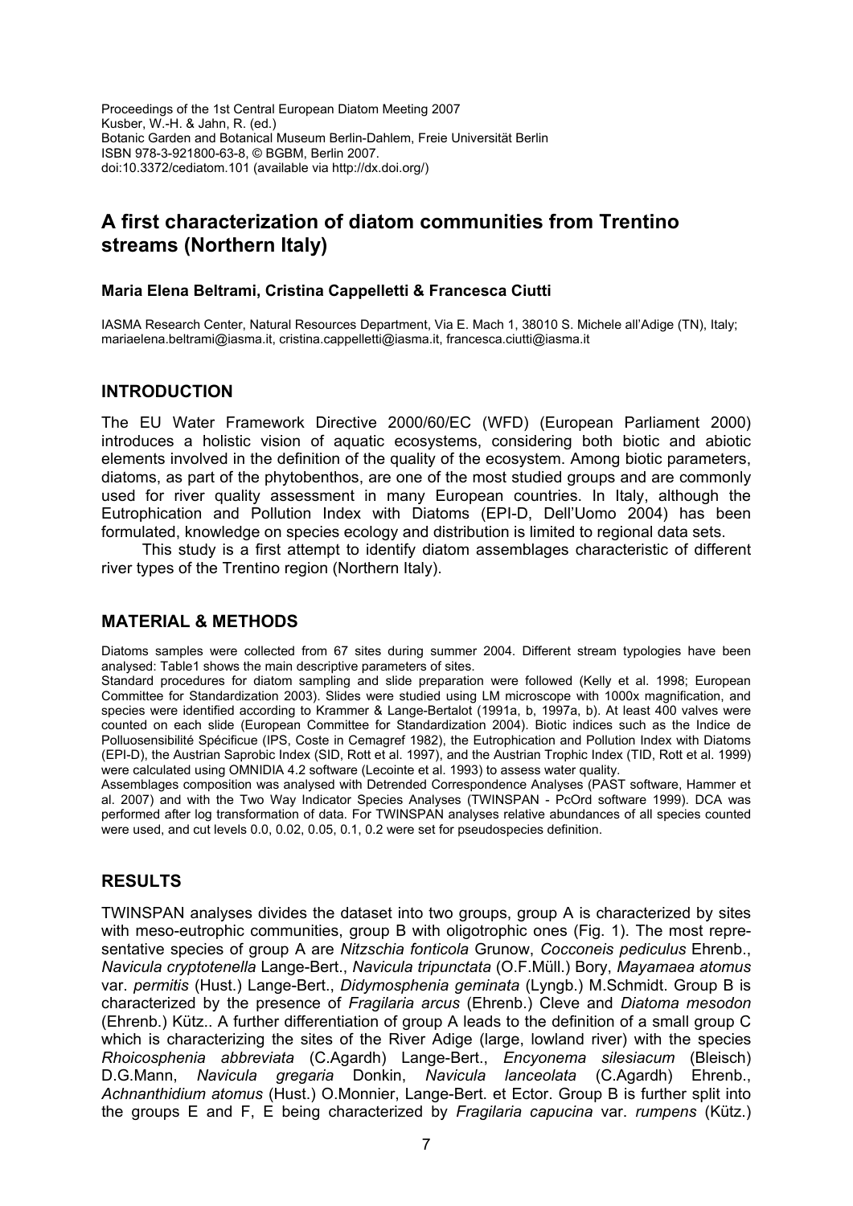Proceedings of the 1st Central European Diatom Meeting 2007
Kusber, W.-H. & Jahn, R. (ed.)
Botanic Garden and Botanical Museum Berlin-Dahlem, Freie Universität Berlin
ISBN 978-3-921800-63-8, © BGBM, Berlin 2007.
doi:10.3372/cediatom.101 (available via http://dx.doi.org/)

# A first characterization of diatom communities from Trentino streams (Northern Italy)

**Maria Elena Beltrami, Cristina Cappelletti & Francesca Ciutti**

IASMA Research Center, Natural Resources Department, Via E. Mach 1, 38010 S. Michele all'Adige (TN), Italy; mariaelena.beltrami@iasma.it, cristina.cappelletti@iasma.it, francesca.ciutti@iasma.it

## INTRODUCTION

The EU Water Framework Directive 2000/60/EC (WFD) (European Parliament 2000) introduces a holistic vision of aquatic ecosystems, considering both biotic and abiotic elements involved in the definition of the quality of the ecosystem. Among biotic parameters, diatoms, as part of the phytobenthos, are one of the most studied groups and are commonly used for river quality assessment in many European countries. In Italy, although the Eutrophication and Pollution Index with Diatoms (EPI-D, Dell'Uomo 2004) has been formulated, knowledge on species ecology and distribution is limited to regional data sets.

This study is a first attempt to identify diatom assemblages characteristic of different river types of the Trentino region (Northern Italy).

## MATERIAL & METHODS

Diatoms samples were collected from 67 sites during summer 2004. Different stream typologies have been analysed: Table1 shows the main descriptive parameters of sites.
Standard procedures for diatom sampling and slide preparation were followed (Kelly et al. 1998; European Committee for Standardization 2003). Slides were studied using LM microscope with 1000x magnification, and species were identified according to Krammer & Lange-Bertalot (1991a, b, 1997a, b). At least 400 valves were counted on each slide (European Committee for Standardization 2004). Biotic indices such as the Indice de Polluosensibilité Spécificue (IPS, Coste in Cemagref 1982), the Eutrophication and Pollution Index with Diatoms (EPI-D), the Austrian Saprobic Index (SID, Rott et al. 1997), and the Austrian Trophic Index (TID, Rott et al. 1999) were calculated using OMNIDIA 4.2 software (Lecointe et al. 1993) to assess water quality.
Assemblages composition was analysed with Detrended Correspondence Analyses (PAST software, Hammer et al. 2007) and with the Two Way Indicator Species Analyses (TWINSPAN - PcOrd software 1999). DCA was performed after log transformation of data. For TWINSPAN analyses relative abundances of all species counted were used, and cut levels 0.0, 0.02, 0.05, 0.1, 0.2 were set for pseudospecies definition.

## RESULTS

TWINSPAN analyses divides the dataset into two groups, group A is characterized by sites with meso-eutrophic communities, group B with oligotrophic ones (Fig. 1). The most representative species of group A are *Nitzschia fonticola* Grunow, *Cocconeis pediculus* Ehrenb., *Navicula cryptotenella* Lange-Bert., *Navicula tripunctata* (O.F.Müll.) Bory, *Mayamaea atomus* var. *permitis* (Hust.) Lange-Bert., *Didymosphenia geminata* (Lyngb.) M.Schmidt. Group B is characterized by the presence of *Fragilaria arcus* (Ehrenb.) Cleve and *Diatoma mesodon* (Ehrenb.) Kütz.. A further differentiation of group A leads to the definition of a small group C which is characterizing the sites of the River Adige (large, lowland river) with the species *Rhoicosphenia abbreviata* (C.Agardh) Lange-Bert., *Encyonema silesiacum* (Bleisch) D.G.Mann, *Navicula gregaria* Donkin, *Navicula lanceolata* (C.Agardh) Ehrenb., *Achnanthidium atomus* (Hust.) O.Monnier, Lange-Bert. et Ector. Group B is further split into the groups E and F, E being characterized by *Fragilaria capucina* var. *rumpens* (Kütz.)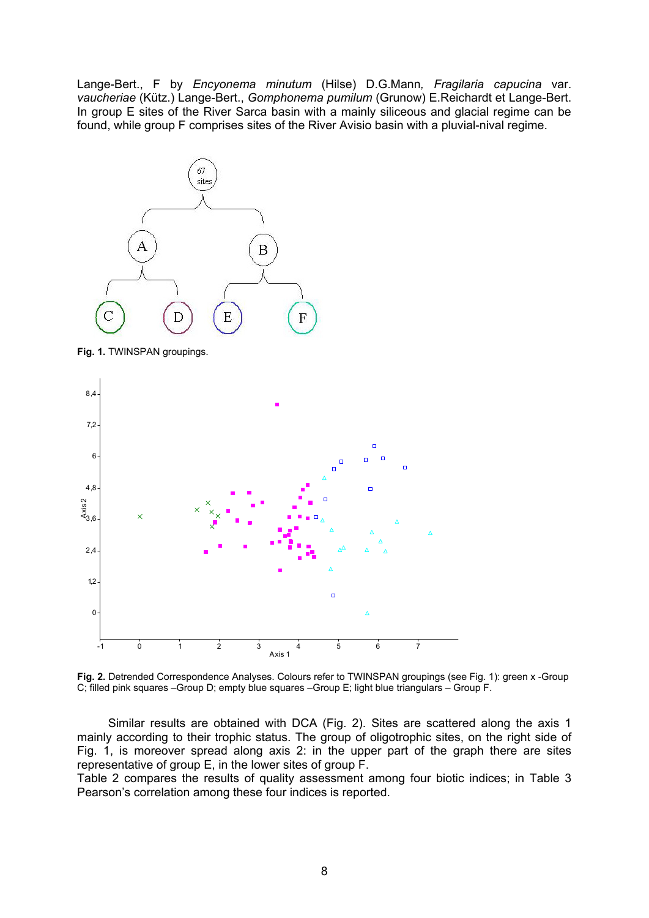Lange-Bert., F by *Encyonema minutum* (Hilse) D.G.Mann*, Fragilaria capucina* var. *vaucheriae* (Kütz.) Lange-Bert., *Gomphonema pumilum* (Grunow) E.Reichardt et Lange-Bert. In group E sites of the River Sarca basin with a mainly siliceous and glacial regime can be found, while group F comprises sites of the River Avisio basin with a pluvial-nival regime.

**Fig. 1.** TWINSPAN groupings.

**Fig. 2.** Detrended Correspondence Analyses. Colours refer to TWINSPAN groupings (see Fig. 1): green x -Group C; filled pink squares –Group D; empty blue squares –Group E; light blue triangulars – Group F.

Similar results are obtained with DCA (Fig. 2). Sites are scattered along the axis 1 mainly according to their trophic status. The group of oligotrophic sites, on the right side of Fig. 1, is moreover spread along axis 2: in the upper part of the graph there are sites representative of group E, in the lower sites of group F.

Table 2 compares the results of quality assessment among four biotic indices; in Table 3 Pearson's correlation among these four indices is reported.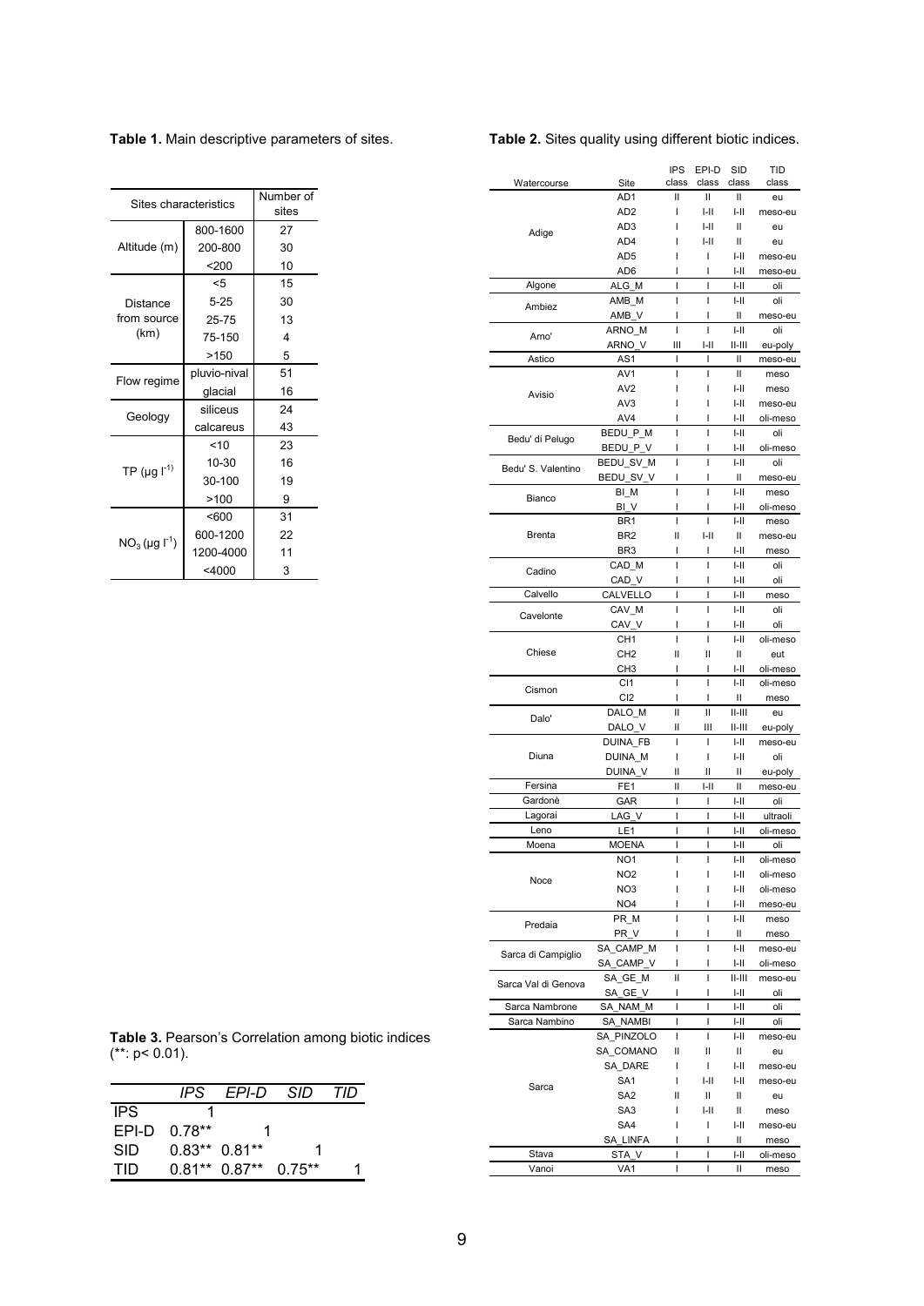**Table 1.** Main descriptive parameters of sites.

| Sites characteristics | | Number of sites |
|---|---|---|
| Altitude (m) | 800-1600 | 27 |
| | 200-800 | 30 |
| | <200 | 10 |
| Distance from source (km) | <5 | 15 |
| | 5-25 | 30 |
| | 25-75 | 13 |
| | 75-150 | 4 |
| | >150 | 5 |
| Flow regime | pluvio-nival | 51 |
| | glacial | 16 |
| Geology | siliceus | 24 |
| | calcareus | 43 |
| TP (μg $l^{-1}$) | <10 | 23 |
| | 10-30 | 16 |
| | 30-100 | 19 |
| | >100 | 9 |
| $NO_3$ (μg $l^{-1}$) | <600 | 31 |
| | 600-1200 | 22 |
| | 1200-4000 | 11 |
| | <4000 | 3 |

**Table 2.** Sites quality using different biotic indices.

| Watercourse | Site | IPS class | EPI-D class | SID class | TID class |
|---|---|---|---|---|---|
| Adige | AD1 | II | II | II | eu |
| | AD2 | I | I-II | I-II | meso-eu |
| | AD3 | I | I-II | II | eu |
| | AD4 | I | I-II | II | eu |
| | AD5 | I | I | I-II | meso-eu |
| | AD6 | I | I | I-II | meso-eu |
| Algone | ALG_M | I | I | I-II | oli |
| Ambiez | AMB_M | I | I | I-II | oli |
| | AMB_V | I | I | II | meso-eu |
| Arno' | ARNO_M | I | I | I-II | oli |
| | ARNO_V | III | I-II | II-III | eu-poly |
| Astico | AS1 | I | I | II | meso-eu |
| Avisio | AV1 | I | I | II | meso |
| | AV2 | I | I | I-II | meso |
| | AV3 | I | I | I-II | meso-eu |
| | AV4 | I | I | I-II | oli-meso |
| Bedu' di Pelugo | BEDU_P_M | I | I | I-II | oli |
| | BEDU_P_V | I | I | I-II | oli-meso |
| Bedu' S. Valentino | BEDU_SV_M | I | I | I-II | oli |
| | BEDU_SV_V | I | I | II | meso-eu |
| Bianco | BI_M | I | I | I-II | meso |
| | BI_V | I | I | I-II | oli-meso |
| Brenta | BR1 | I | I | I-II | meso |
| | BR2 | II | I-II | II | meso-eu |
| | BR3 | I | I | I-II | meso |
| Cadino | CAD_M | I | I | I-II | oli |
| | CAD_V | I | I | I-II | oli |
| Calvello | CALVELLO | I | I | I-II | meso |
| Cavelonte | CAV_M | I | I | I-II | oli |
| | CAV_V | I | I | I-II | oli |
| Chiese | CH1 | I | I | I-II | oli-meso |
| | CH2 | II | II | II | eut |
| | CH3 | I | I | I-II | oli-meso |
| Cismon | CI1 | I | I | I-II | oli-meso |
| | CI2 | I | I | II | meso |
| Dalo' | DALO_M | II | II | II-III | eu |
| | DALO_V | II | III | II-III | eu-poly |
| Diuna | DUINA_FB | I | I | I-II | meso-eu |
| | DUINA_M | I | I | I-II | oli |
| | DUINA_V | II | II | II | eu-poly |
| Fersina | FE1 | II | I-II | II | meso-eu |
| Gardonè | GAR | I | I | I-II | oli |
| Lagorai | LAG_V | I | I | I-II | ultraoli |
| Leno | LE1 | I | I | I-II | oli-meso |
| Moena | MOENA | I | I | I-II | oli |
| Noce | NO1 | I | I | I-II | oli-meso |
| | NO2 | I | I | I-II | oli-meso |
| | NO3 | I | I | I-II | oli-meso |
| | NO4 | I | I | I-II | meso-eu |
| Predaia | PR_M | I | I | I-II | meso |
| | PR_V | I | I | II | meso |
| Sarca di Campiglio | SA_CAMP_M | I | I | I-II | meso-eu |
| | SA_CAMP_V | I | I | I-II | oli-meso |
| Sarca Val di Genova | SA_GE_M | II | I | II-III | meso-eu |
| | SA_GE_V | I | I | I-II | oli |
| Sarca Nambrone | SA_NAM_M | I | I | I-II | oli |
| Sarca Nambino | SA_NAMBI | I | I | I-II | oli |
| Sarca | SA_PINZOLO | I | I | I-II | meso-eu |
| | SA_COMANO | II | II | II | eu |
| | SA_DARE | I | I | I-II | meso-eu |
| | SA1 | I | I-II | I-II | meso-eu |
| | SA2 | II | II | II | eu |
| | SA3 | I | I-II | II | meso |
| | SA4 | I | I | I-II | meso-eu |
| | SA_LINFA | I | I | II | meso |
| Stava | STA_V | I | I | I-II | oli-meso |
| Vanoi | VA1 | I | I | II | meso |

**Table 3.** Pearson's Correlation among biotic indices (**: p< 0.01).

| | *IPS* | *EPI-D* | *SID* | *TID* |
|---|---|---|---|---|
| IPS | 1 | | | |
| EPI-D | 0.78** | 1 | | |
| SID | 0.83** | 0.81** | 1 | |
| TID | 0.81** | 0.87** | 0.75** | 1 |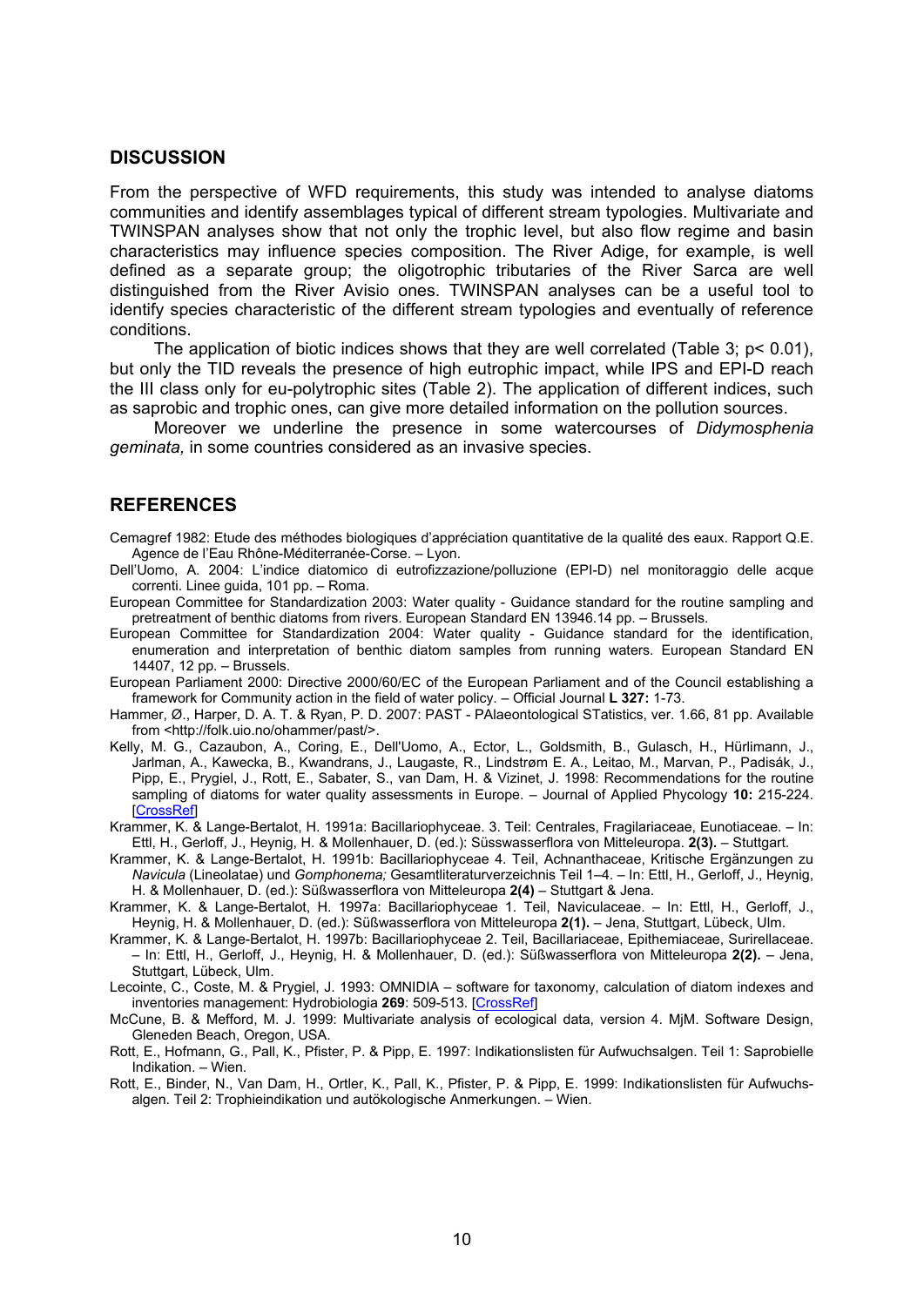## DISCUSSION

From the perspective of WFD requirements, this study was intended to analyse diatoms communities and identify assemblages typical of different stream typologies. Multivariate and TWINSPAN analyses show that not only the trophic level, but also flow regime and basin characteristics may influence species composition. The River Adige, for example, is well defined as a separate group; the oligotrophic tributaries of the River Sarca are well distinguished from the River Avisio ones. TWINSPAN analyses can be a useful tool to identify species characteristic of the different stream typologies and eventually of reference conditions.

The application of biotic indices shows that they are well correlated (Table 3; $p < 0.01$), but only the TID reveals the presence of high eutrophic impact, while IPS and EPI-D reach the III class only for eu-polytrophic sites (Table 2). The application of different indices, such as saprobic and trophic ones, can give more detailed information on the pollution sources.

Moreover we underline the presence in some watercourses of *Didymosphenia geminata,* in some countries considered as an invasive species.

## REFERENCES

Cemagref 1982: Etude des méthodes biologiques d'appréciation quantitative de la qualité des eaux. Rapport Q.E. Agence de l'Eau Rhône-Méditerranée-Corse. – Lyon.

Dell'Uomo, A. 2004: L'indice diatomico di eutrofizzazione/polluzione (EPI-D) nel monitoraggio delle acque correnti. Linee guida, 101 pp. – Roma.

European Committee for Standardization 2003: Water quality - Guidance standard for the routine sampling and pretreatment of benthic diatoms from rivers. European Standard EN 13946.14 pp. – Brussels.

European Committee for Standardization 2004: Water quality - Guidance standard for the identification, enumeration and interpretation of benthic diatom samples from running waters. European Standard EN 14407, 12 pp. – Brussels.

European Parliament 2000: Directive 2000/60/EC of the European Parliament and of the Council establishing a framework for Community action in the field of water policy. – Official Journal **L 327:** 1-73.

Hammer, Ø., Harper, D. A. T. & Ryan, P. D. 2007: PAST - PAlaeontological STatistics, ver. 1.66, 81 pp. Available from <http://folk.uio.no/ohammer/past/>.

Kelly, M. G., Cazaubon, A., Coring, E., Dell'Uomo, A., Ector, L., Goldsmith, B., Gulasch, H., Hürlimann, J., Jarlman, A., Kawecka, B., Kwandrans, J., Laugaste, R., Lindstrøm E. A., Leitao, M., Marvan, P., Padisák, J., Pipp, E., Prygiel, J., Rott, E., Sabater, S., van Dam, H. & Vizinet, J. 1998: Recommendations for the routine sampling of diatoms for water quality assessments in Europe. – Journal of Applied Phycology **10:** 215-224. [CrossRef]

Krammer, K. & Lange-Bertalot, H. 1991a: Bacillariophyceae. 3. Teil: Centrales, Fragilariaceae, Eunotiaceae. – In: Ettl, H., Gerloff, J., Heynig, H. & Mollenhauer, D. (ed.): Süsswasserflora von Mitteleuropa. **2(3).** – Stuttgart.

Krammer, K. & Lange-Bertalot, H. 1991b: Bacillariophyceae 4. Teil, Achnanthaceae, Kritische Ergänzungen zu *Navicula* (Lineolatae) und *Gomphonema;* Gesamtliteraturverzeichnis Teil 1–4. – In: Ettl, H., Gerloff, J., Heynig, H. & Mollenhauer, D. (ed.): Süßwasserflora von Mitteleuropa **2(4)** – Stuttgart & Jena.

Krammer, K. & Lange-Bertalot, H. 1997a: Bacillariophyceae 1. Teil, Naviculaceae. – In: Ettl, H., Gerloff, J., Heynig, H. & Mollenhauer, D. (ed.): Süßwasserflora von Mitteleuropa **2(1).** – Jena, Stuttgart, Lübeck, Ulm.

Krammer, K. & Lange-Bertalot, H. 1997b: Bacillariophyceae 2. Teil, Bacillariaceae, Epithemiaceae, Surirellaceae. – In: Ettl, H., Gerloff, J., Heynig, H. & Mollenhauer, D. (ed.): Süßwasserflora von Mitteleuropa **2(2).** – Jena, Stuttgart, Lübeck, Ulm.

Lecointe, C., Coste, M. & Prygiel, J. 1993: OMNIDIA – software for taxonomy, calculation of diatom indexes and inventories management: Hydrobiologia **269**: 509-513. [CrossRef]

McCune, B. & Mefford, M. J. 1999: Multivariate analysis of ecological data, version 4. MjM. Software Design, Gleneden Beach, Oregon, USA.

Rott, E., Hofmann, G., Pall, K., Pfister, P. & Pipp, E. 1997: Indikationslisten für Aufwuchsalgen. Teil 1: Saprobielle Indikation. – Wien.

Rott, E., Binder, N., Van Dam, H., Ortler, K., Pall, K., Pfister, P. & Pipp, E. 1999: Indikationslisten für Aufwuchs-algen. Teil 2: Trophieindikation und autökologische Anmerkungen. – Wien.